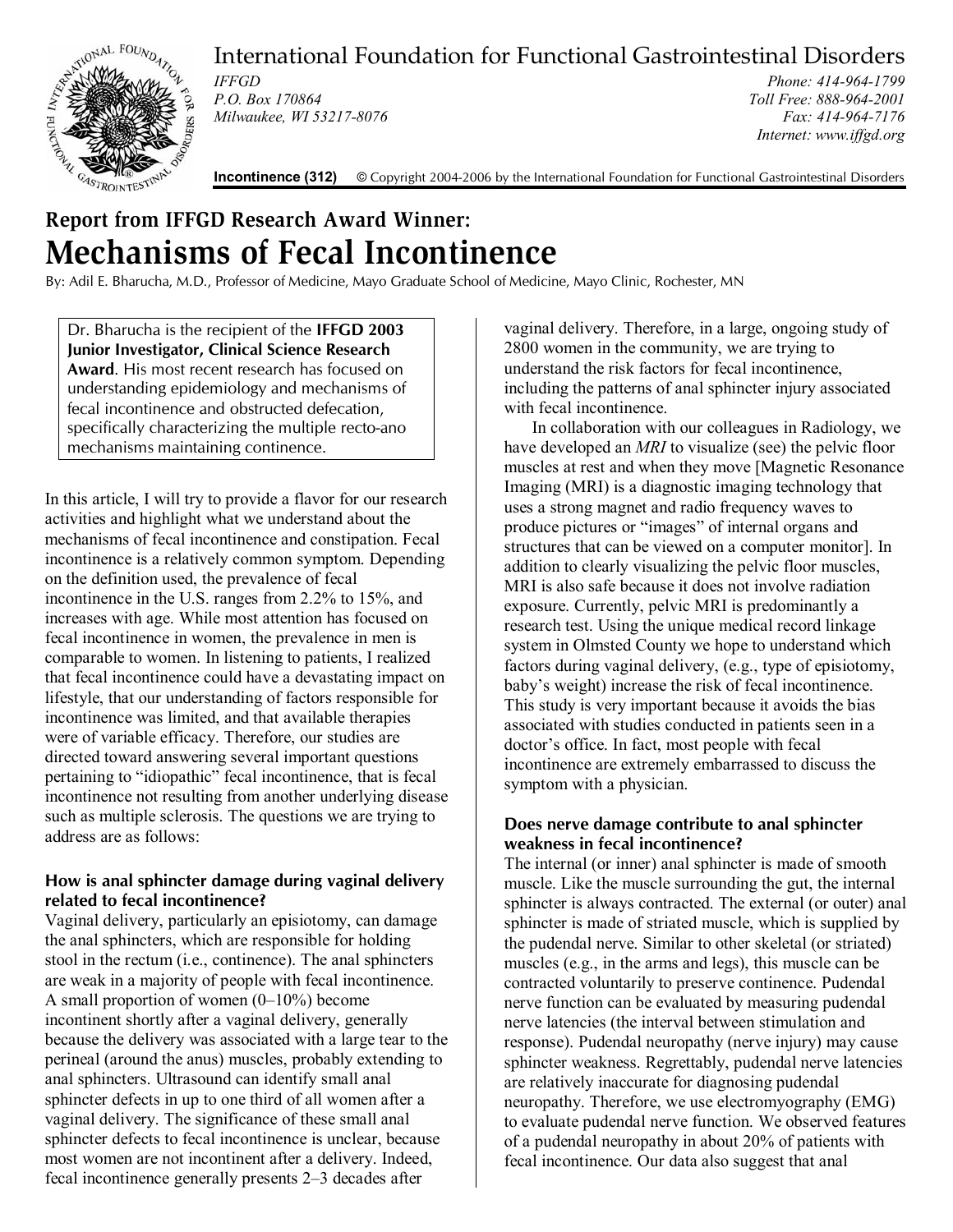International Foundation for Functional Gastrointestinal Disorders

*IFFGD*
*P.O. Box 170864*
*Milwaukee, WI 53217-8076*

*Phone: 414-964-1799*
*Toll Free: 888-964-2001*
*Fax: 414-964-7176*
*Internet: www.iffgd.org*

**Incontinence (312)** © Copyright 2004-2006 by the International Foundation for Functional Gastrointestinal Disorders

## Report from IFFGD Research Award Winner:

# Mechanisms of Fecal Incontinence

By: Adil E. Bharucha, M.D., Professor of Medicine, Mayo Graduate School of Medicine, Mayo Clinic, Rochester, MN

> Dr. Bharucha is the recipient of the **IFFGD 2003 Junior Investigator, Clinical Science Research Award**. His most recent research has focused on understanding epidemiology and mechanisms of fecal incontinence and obstructed defecation, specifically characterizing the multiple recto-ano mechanisms maintaining continence.

In this article, I will try to provide a flavor for our research activities and highlight what we understand about the mechanisms of fecal incontinence and constipation. Fecal incontinence is a relatively common symptom. Depending on the definition used, the prevalence of fecal incontinence in the U.S. ranges from 2.2% to 15%, and increases with age. While most attention has focused on fecal incontinence in women, the prevalence in men is comparable to women. In listening to patients, I realized that fecal incontinence could have a devastating impact on lifestyle, that our understanding of factors responsible for incontinence was limited, and that available therapies were of variable efficacy. Therefore, our studies are directed toward answering several important questions pertaining to "idiopathic" fecal incontinence, that is fecal incontinence not resulting from another underlying disease such as multiple sclerosis. The questions we are trying to address are as follows:

### How is anal sphincter damage during vaginal delivery related to fecal incontinence?

Vaginal delivery, particularly an episiotomy, can damage the anal sphincters, which are responsible for holding stool in the rectum (i.e., continence). The anal sphincters are weak in a majority of people with fecal incontinence. A small proportion of women (0–10%) become incontinent shortly after a vaginal delivery, generally because the delivery was associated with a large tear to the perineal (around the anus) muscles, probably extending to anal sphincters. Ultrasound can identify small anal sphincter defects in up to one third of all women after a vaginal delivery. The significance of these small anal sphincter defects to fecal incontinence is unclear, because most women are not incontinent after a delivery. Indeed, fecal incontinence generally presents 2–3 decades after vaginal delivery. Therefore, in a large, ongoing study of 2800 women in the community, we are trying to understand the risk factors for fecal incontinence, including the patterns of anal sphincter injury associated with fecal incontinence.

In collaboration with our colleagues in Radiology, we have developed an *MRI* to visualize (see) the pelvic floor muscles at rest and when they move [Magnetic Resonance Imaging (MRI) is a diagnostic imaging technology that uses a strong magnet and radio frequency waves to produce pictures or "images" of internal organs and structures that can be viewed on a computer monitor]. In addition to clearly visualizing the pelvic floor muscles, MRI is also safe because it does not involve radiation exposure. Currently, pelvic MRI is predominantly a research test. Using the unique medical record linkage system in Olmsted County we hope to understand which factors during vaginal delivery, (e.g., type of episiotomy, baby's weight) increase the risk of fecal incontinence. This study is very important because it avoids the bias associated with studies conducted in patients seen in a doctor's office. In fact, most people with fecal incontinence are extremely embarrassed to discuss the symptom with a physician.

### Does nerve damage contribute to anal sphincter weakness in fecal incontinence?

The internal (or inner) anal sphincter is made of smooth muscle. Like the muscle surrounding the gut, the internal sphincter is always contracted. The external (or outer) anal sphincter is made of striated muscle, which is supplied by the pudendal nerve. Similar to other skeletal (or striated) muscles (e.g., in the arms and legs), this muscle can be contracted voluntarily to preserve continence. Pudendal nerve function can be evaluated by measuring pudendal nerve latencies (the interval between stimulation and response). Pudendal neuropathy (nerve injury) may cause sphincter weakness. Regrettably, pudendal nerve latencies are relatively inaccurate for diagnosing pudendal neuropathy. Therefore, we use electromyography (EMG) to evaluate pudendal nerve function. We observed features of a pudendal neuropathy in about 20% of patients with fecal incontinence. Our data also suggest that anal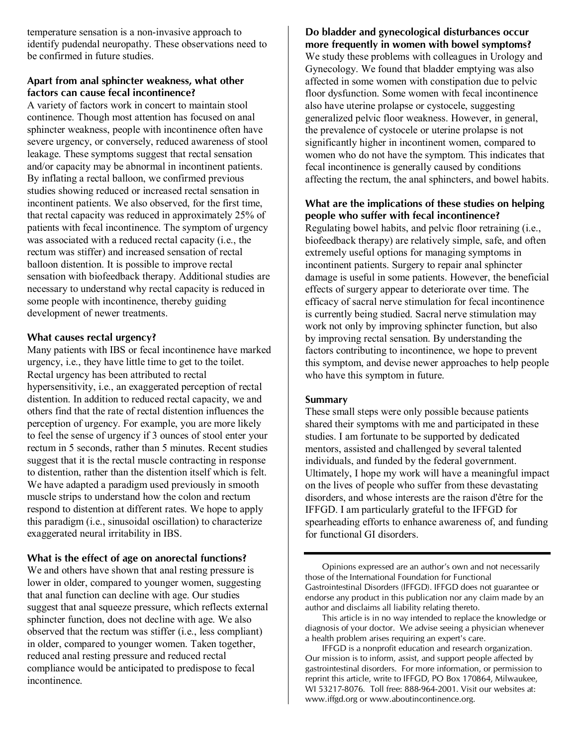temperature sensation is a non-invasive approach to identify pudendal neuropathy. These observations need to be confirmed in future studies.

### Apart from anal sphincter weakness, what other factors can cause fecal incontinence?

A variety of factors work in concert to maintain stool continence. Though most attention has focused on anal sphincter weakness, people with incontinence often have severe urgency, or conversely, reduced awareness of stool leakage. These symptoms suggest that rectal sensation and/or capacity may be abnormal in incontinent patients. By inflating a rectal balloon, we confirmed previous studies showing reduced or increased rectal sensation in incontinent patients. We also observed, for the first time, that rectal capacity was reduced in approximately 25% of patients with fecal incontinence. The symptom of urgency was associated with a reduced rectal capacity (i.e., the rectum was stiffer) and increased sensation of rectal balloon distention. It is possible to improve rectal sensation with biofeedback therapy. Additional studies are necessary to understand why rectal capacity is reduced in some people with incontinence, thereby guiding development of newer treatments.

### What causes rectal urgency?

Many patients with IBS or fecal incontinence have marked urgency, i.e., they have little time to get to the toilet. Rectal urgency has been attributed to rectal hypersensitivity, i.e., an exaggerated perception of rectal distention. In addition to reduced rectal capacity, we and others find that the rate of rectal distention influences the perception of urgency. For example, you are more likely to feel the sense of urgency if 3 ounces of stool enter your rectum in 5 seconds, rather than 5 minutes. Recent studies suggest that it is the rectal muscle contracting in response to distention, rather than the distention itself which is felt. We have adapted a paradigm used previously in smooth muscle strips to understand how the colon and rectum respond to distention at different rates. We hope to apply this paradigm (i.e., sinusoidal oscillation) to characterize exaggerated neural irritability in IBS.

### What is the effect of age on anorectal functions?

We and others have shown that anal resting pressure is lower in older, compared to younger women, suggesting that anal function can decline with age. Our studies suggest that anal squeeze pressure, which reflects external sphincter function, does not decline with age. We also observed that the rectum was stiffer (i.e., less compliant) in older, compared to younger women. Taken together, reduced anal resting pressure and reduced rectal compliance would be anticipated to predispose to fecal incontinence.

### Do bladder and gynecological disturbances occur more frequently in women with bowel symptoms?

We study these problems with colleagues in Urology and Gynecology. We found that bladder emptying was also affected in some women with constipation due to pelvic floor dysfunction. Some women with fecal incontinence also have uterine prolapse or cystocele, suggesting generalized pelvic floor weakness. However, in general, the prevalence of cystocele or uterine prolapse is not significantly higher in incontinent women, compared to women who do not have the symptom. This indicates that fecal incontinence is generally caused by conditions affecting the rectum, the anal sphincters, and bowel habits.

### What are the implications of these studies on helping people who suffer with fecal incontinence?

Regulating bowel habits, and pelvic floor retraining (i.e., biofeedback therapy) are relatively simple, safe, and often extremely useful options for managing symptoms in incontinent patients. Surgery to repair anal sphincter damage is useful in some patients. However, the beneficial effects of surgery appear to deteriorate over time. The efficacy of sacral nerve stimulation for fecal incontinence is currently being studied. Sacral nerve stimulation may work not only by improving sphincter function, but also by improving rectal sensation. By understanding the factors contributing to incontinence, we hope to prevent this symptom, and devise newer approaches to help people who have this symptom in future.

### Summary

These small steps were only possible because patients shared their symptoms with me and participated in these studies. I am fortunate to be supported by dedicated mentors, assisted and challenged by several talented individuals, and funded by the federal government. Ultimately, I hope my work will have a meaningful impact on the lives of people who suffer from these devastating disorders, and whose interests are the raison d'être for the IFFGD. I am particularly grateful to the IFFGD for spearheading efforts to enhance awareness of, and funding for functional GI disorders.

---

Opinions expressed are an author's own and not necessarily those of the International Foundation for Functional Gastrointestinal Disorders (IFFGD). IFFGD does not guarantee or endorse any product in this publication nor any claim made by an author and disclaims all liability relating thereto.

This article is in no way intended to replace the knowledge or diagnosis of your doctor. We advise seeing a physician whenever a health problem arises requiring an expert's care.

IFFGD is a nonprofit education and research organization. Our mission is to inform, assist, and support people affected by gastrointestinal disorders. For more information, or permission to reprint this article, write to IFFGD, PO Box 170864, Milwaukee, WI 53217-8076. Toll free: 888-964-2001. Visit our websites at: www.iffgd.org or www.aboutincontinence.org.